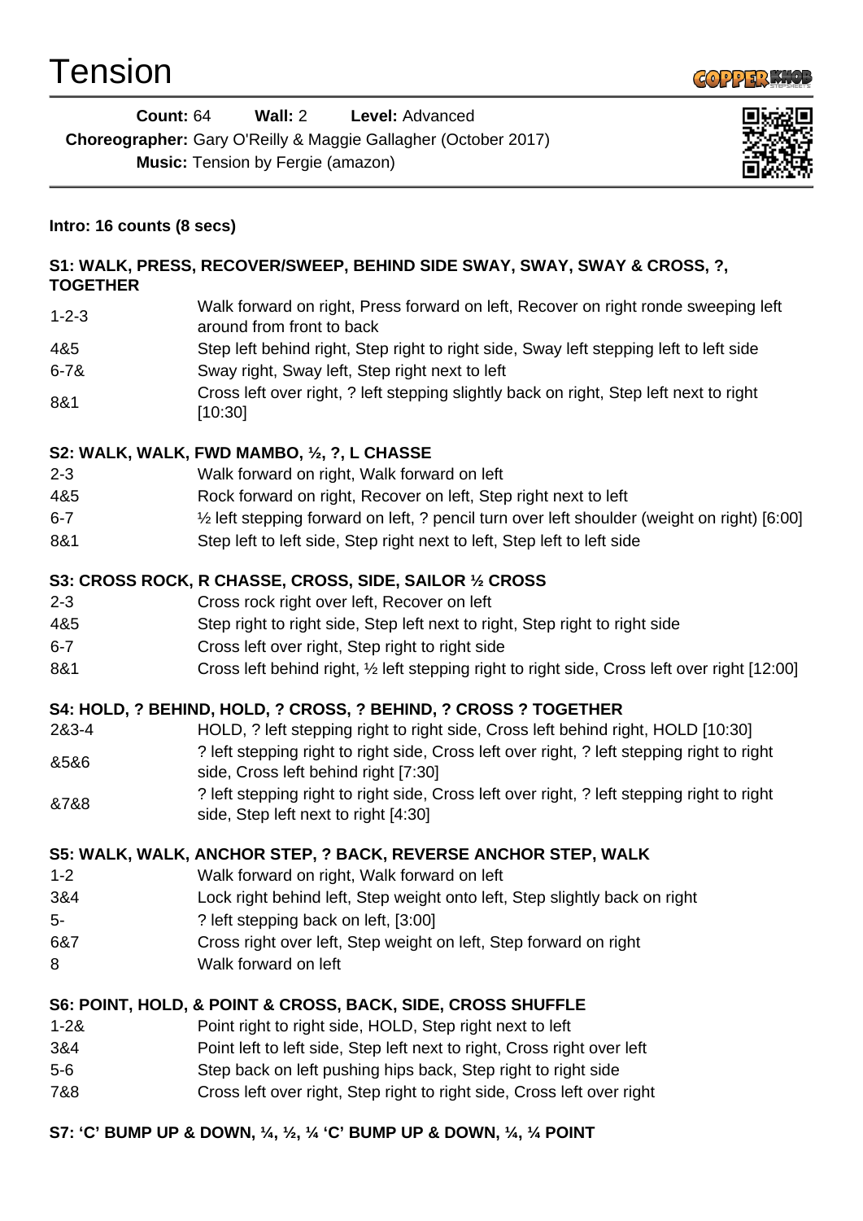# Tension

**Count:** 64 **Wall:** 2 **Level:** Advanced

**Choreographer:** Gary O'Reilly & Maggie Gallagher (October 2017)

**Music:** Tension by Fergie (amazon)

**Intro: 16 counts (8 secs)**

**S1: WALK, PRESS, RECOVER/SWEEP, BEHIND SIDE SWAY, SWAY, SWAY & CROSS, ?, TOGETHER**

| | |
|---|---|
| 1-2-3 | Walk forward on right, Press forward on left, Recover on right ronde sweeping left around from front to back |
| 4&5 | Step left behind right, Step right to right side, Sway left stepping left to left side |
| 6-7& | Sway right, Sway left, Step right next to left |
| 8&1 | Cross left over right, ? left stepping slightly back on right, Step left next to right [10:30] |

**S2: WALK, WALK, FWD MAMBO, ½, ?, L CHASSE**

| | |
|---|---|
| 2-3 | Walk forward on right, Walk forward on left |
| 4&5 | Rock forward on right, Recover on left, Step right next to left |
| 6-7 | ½ left stepping forward on left, ? pencil turn over left shoulder (weight on right) [6:00] |
| 8&1 | Step left to left side, Step right next to left, Step left to left side |

**S3: CROSS ROCK, R CHASSE, CROSS, SIDE, SAILOR ½ CROSS**

| | |
|---|---|
| 2-3 | Cross rock right over left, Recover on left |
| 4&5 | Step right to right side, Step left next to right, Step right to right side |
| 6-7 | Cross left over right, Step right to right side |
| 8&1 | Cross left behind right, ½ left stepping right to right side, Cross left over right [12:00] |

**S4: HOLD, ? BEHIND, HOLD, ? CROSS, ? BEHIND, ? CROSS ? TOGETHER**

| | |
|---|---|
| 2&3-4 | HOLD, ? left stepping right to right side, Cross left behind right, HOLD [10:30] |
| &5&6 | ? left stepping right to right side, Cross left over right, ? left stepping right to right side, Cross left behind right [7:30] |
| &7&8 | ? left stepping right to right side, Cross left over right, ? left stepping right to right side, Step left next to right [4:30] |

**S5: WALK, WALK, ANCHOR STEP, ? BACK, REVERSE ANCHOR STEP, WALK**

| | |
|---|---|
| 1-2 | Walk forward on right, Walk forward on left |
| 3&4 | Lock right behind left, Step weight onto left, Step slightly back on right |
| 5- | ? left stepping back on left, [3:00] |
| 6&7 | Cross right over left, Step weight on left, Step forward on right |
| 8 | Walk forward on left |

**S6: POINT, HOLD, & POINT & CROSS, BACK, SIDE, CROSS SHUFFLE**

| | |
|---|---|
| 1-2& | Point right to right side, HOLD, Step right next to left |
| 3&4 | Point left to left side, Step left next to right, Cross right over left |
| 5-6 | Step back on left pushing hips back, Step right to right side |
| 7&8 | Cross left over right, Step right to right side, Cross left over right |

**S7: 'C' BUMP UP & DOWN, ¼, ½, ¼ 'C' BUMP UP & DOWN, ¼, ¼ POINT**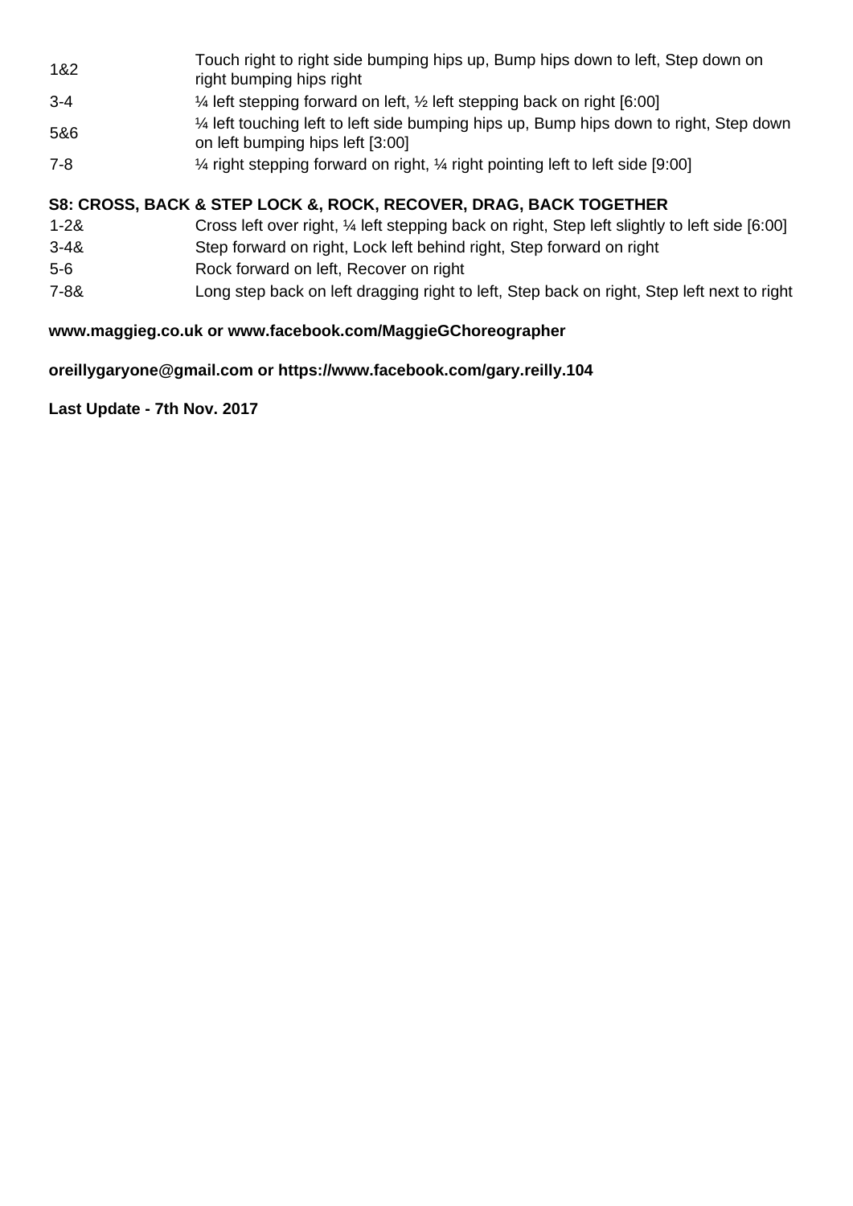| | |
|---|---|
| 1&2 | Touch right to right side bumping hips up, Bump hips down to left, Step down on right bumping hips right |
| 3-4 | ¼ left stepping forward on left, ½ left stepping back on right [6:00] |
| 5&6 | ¼ left touching left to left side bumping hips up, Bump hips down to right, Step down on left bumping hips left [3:00] |
| 7-8 | ¼ right stepping forward on right, ¼ right pointing left to left side [9:00] |

**S8: CROSS, BACK & STEP LOCK &, ROCK, RECOVER, DRAG, BACK TOGETHER**

| | |
|---|---|
| 1-2& | Cross left over right, ¼ left stepping back on right, Step left slightly to left side [6:00] |
| 3-4& | Step forward on right, Lock left behind right, Step forward on right |
| 5-6 | Rock forward on left, Recover on right |
| 7-8& | Long step back on left dragging right to left, Step back on right, Step left next to right |

**www.maggieg.co.uk or www.facebook.com/MaggieGChoreographer**

**oreillygaryone@gmail.com or https://www.facebook.com/gary.reilly.104**

**Last Update - 7th Nov. 2017**